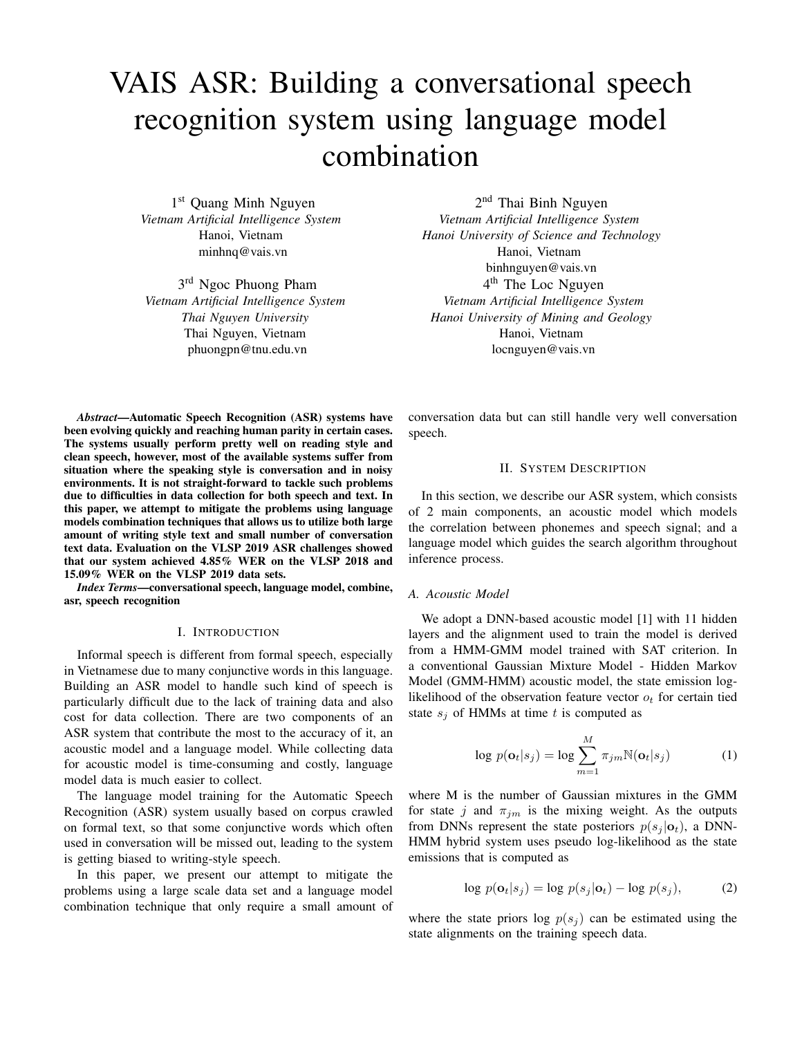# VAIS ASR: Building a conversational speech recognition system using language model combination

1st Quang Minh Nguyen
*Vietnam Artificial Intelligence System*
Hanoi, Vietnam
minhnq@vais.vn

2nd Thai Binh Nguyen
*Vietnam Artificial Intelligence System*
*Hanoi University of Science and Technology*
Hanoi, Vietnam
binhnguyen@vais.vn

3rd Ngoc Phuong Pham
*Vietnam Artificial Intelligence System*
*Thai Nguyen University*
Thai Nguyen, Vietnam
phuongpn@tnu.edu.vn

4th The Loc Nguyen
*Vietnam Artificial Intelligence System*
*Hanoi University of Mining and Geology*
Hanoi, Vietnam
locnguyen@vais.vn

***Abstract*—Automatic Speech Recognition (ASR) systems have been evolving quickly and reaching human parity in certain cases. The systems usually perform pretty well on reading style and clean speech, however, most of the available systems suffer from situation where the speaking style is conversation and in noisy environments. It is not straight-forward to tackle such problems due to difficulties in data collection for both speech and text. In this paper, we attempt to mitigate the problems using language models combination techniques that allows us to utilize both large amount of writing style text and small number of conversation text data. Evaluation on the VLSP 2019 ASR challenges showed that our system achieved 4.85% WER on the VLSP 2018 and 15.09% WER on the VLSP 2019 data sets.**

***Index Terms*—conversational speech, language model, combine, asr, speech recognition**

## I. Introduction

Informal speech is different from formal speech, especially in Vietnamese due to many conjunctive words in this language. Building an ASR model to handle such kind of speech is particularly difficult due to the lack of training data and also cost for data collection. There are two components of an ASR system that contribute the most to the accuracy of it, an acoustic model and a language model. While collecting data for acoustic model is time-consuming and costly, language model data is much easier to collect.

The language model training for the Automatic Speech Recognition (ASR) system usually based on corpus crawled on formal text, so that some conjunctive words which often used in conversation will be missed out, leading to the system is getting biased to writing-style speech.

In this paper, we present our attempt to mitigate the problems using a large scale data set and a language model combination technique that only require a small amount of conversation data but can still handle very well conversation speech.

## II. System Description

In this section, we describe our ASR system, which consists of 2 main components, an acoustic model which models the correlation between phonemes and speech signal; and a language model which guides the search algorithm throughout inference process.

### A. Acoustic Model

We adopt a DNN-based acoustic model [1] with 11 hidden layers and the alignment used to train the model is derived from a HMM-GMM model trained with SAT criterion. In a conventional Gaussian Mixture Model - Hidden Markov Model (GMM-HMM) acoustic model, the state emission log-likelihood of the observation feature vector $o_t$ for certain tied state $s_j$ of HMMs at time $t$ is computed as

$$\log\, p(\mathbf{o}_t|s_j) = \log \sum_{m=1}^{M} \pi_{jm} \mathbb{N}(\mathbf{o}_t|s_j) \qquad (1)$$

where M is the number of Gaussian mixtures in the GMM for state $j$ and $\pi_{jm}$ is the mixing weight. As the outputs from DNNs represent the state posteriors $p(s_j|\mathbf{o}_t)$, a DNN-HMM hybrid system uses pseudo log-likelihood as the state emissions that is computed as

$$\log\, p(\mathbf{o}_t|s_j) = \log\, p(s_j|\mathbf{o}_t) - \log\, p(s_j), \qquad (2)$$

where the state priors $\log\, p(s_j)$ can be estimated using the state alignments on the training speech data.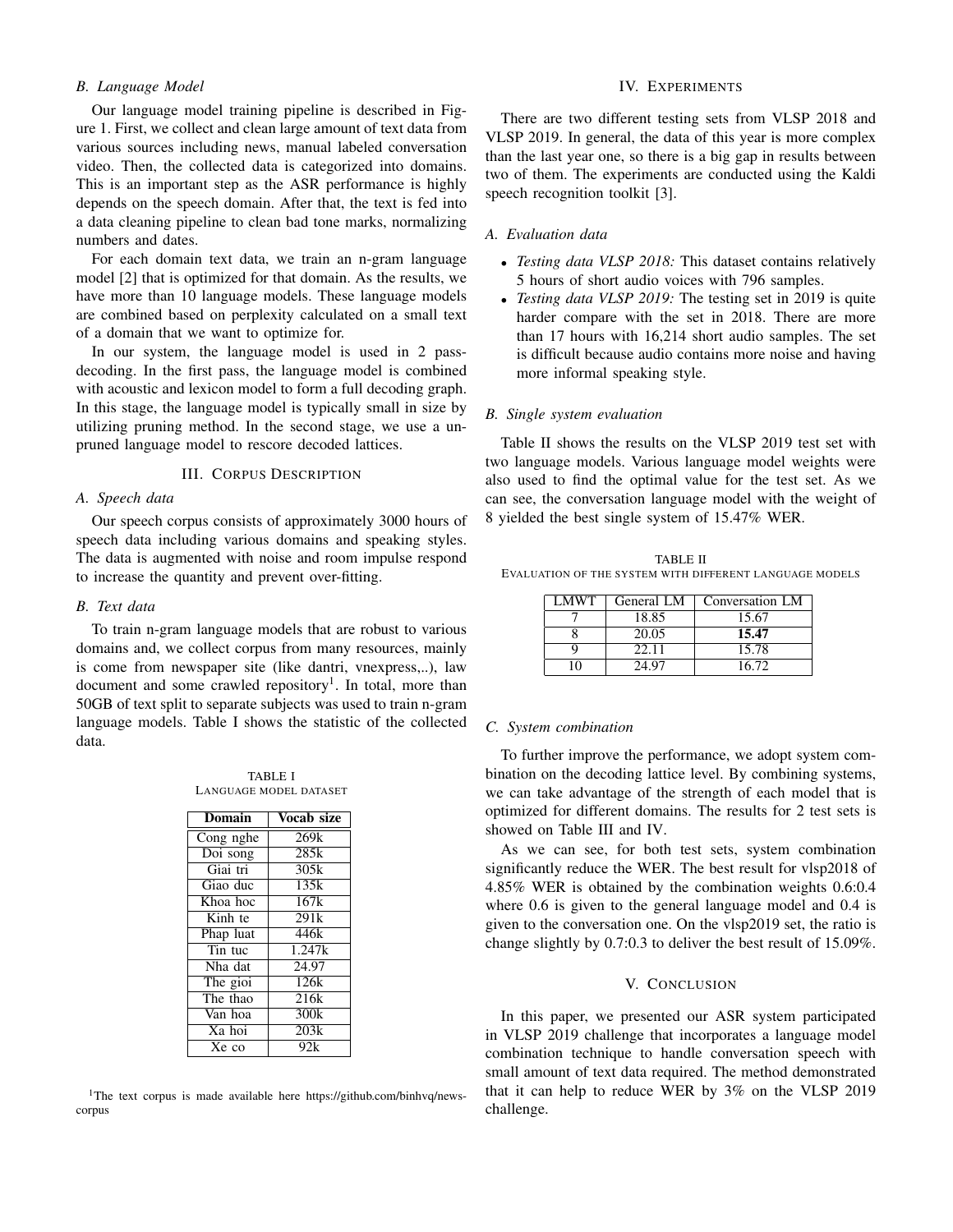### B. Language Model

Our language model training pipeline is described in Figure 1. First, we collect and clean large amount of text data from various sources including news, manual labeled conversation video. Then, the collected data is categorized into domains. This is an important step as the ASR performance is highly depends on the speech domain. After that, the text is fed into a data cleaning pipeline to clean bad tone marks, normalizing numbers and dates.

For each domain text data, we train an n-gram language model [2] that is optimized for that domain. As the results, we have more than 10 language models. These language models are combined based on perplexity calculated on a small text of a domain that we want to optimize for.

In our system, the language model is used in 2 pass-decoding. In the first pass, the language model is combined with acoustic and lexicon model to form a full decoding graph. In this stage, the language model is typically small in size by utilizing pruning method. In the second stage, we use a unpruned language model to rescore decoded lattices.

## III. Corpus Description

### A. Speech data

Our speech corpus consists of approximately 3000 hours of speech data including various domains and speaking styles. The data is augmented with noise and room impulse respond to increase the quantity and prevent over-fitting.

### B. Text data

To train n-gram language models that are robust to various domains and, we collect corpus from many resources, mainly is come from newspaper site (like dantri, vnexpress,..), law document and some crawled repository[1]. In total, more than 50GB of text split to separate subjects was used to train n-gram language models. Table I shows the statistic of the collected data.

TABLE I
Language model dataset

| Domain | Vocab size |
|---|---|
| Cong nghe | 269k |
| Doi song | 285k |
| Giai tri | 305k |
| Giao duc | 135k |
| Khoa hoc | 167k |
| Kinh te | 291k |
| Phap luat | 446k |
| Tin tuc | 1.247k |
| Nha dat | 24.97 |
| The gioi | 126k |
| The thao | 216k |
| Van hoa | 300k |
| Xa hoi | 203k |
| Xe co | 92k |

[1]The text corpus is made available here https://github.com/binhvq/news-corpus

## IV. Experiments

There are two different testing sets from VLSP 2018 and VLSP 2019. In general, the data of this year is more complex than the last year one, so there is a big gap in results between two of them. The experiments are conducted using the Kaldi speech recognition toolkit [3].

### A. Evaluation data

- *Testing data VLSP 2018:* This dataset contains relatively 5 hours of short audio voices with 796 samples.
- *Testing data VLSP 2019:* The testing set in 2019 is quite harder compare with the set in 2018. There are more than 17 hours with 16,214 short audio samples. The set is difficult because audio contains more noise and having more informal speaking style.

### B. Single system evaluation

Table II shows the results on the VLSP 2019 test set with two language models. Various language model weights were also used to find the optimal value for the test set. As we can see, the conversation language model with the weight of 8 yielded the best single system of 15.47% WER.

TABLE II
Evaluation of the system with different language models

| LMWT | General LM | Conversation LM |
|---|---|---|
| 7 | 18.85 | 15.67 |
| 8 | 20.05 | **15.47** |
| 9 | 22.11 | 15.78 |
| 10 | 24.97 | 16.72 |

### C. System combination

To further improve the performance, we adopt system combination on the decoding lattice level. By combining systems, we can take advantage of the strength of each model that is optimized for different domains. The results for 2 test sets is showed on Table III and IV.

As we can see, for both test sets, system combination significantly reduce the WER. The best result for vlsp2018 of 4.85% WER is obtained by the combination weights 0.6:0.4 where 0.6 is given to the general language model and 0.4 is given to the conversation one. On the vlsp2019 set, the ratio is change slightly by 0.7:0.3 to deliver the best result of 15.09%.

## V. Conclusion

In this paper, we presented our ASR system participated in VLSP 2019 challenge that incorporates a language model combination technique to handle conversation speech with small amount of text data required. The method demonstrated that it can help to reduce WER by 3% on the VLSP 2019 challenge.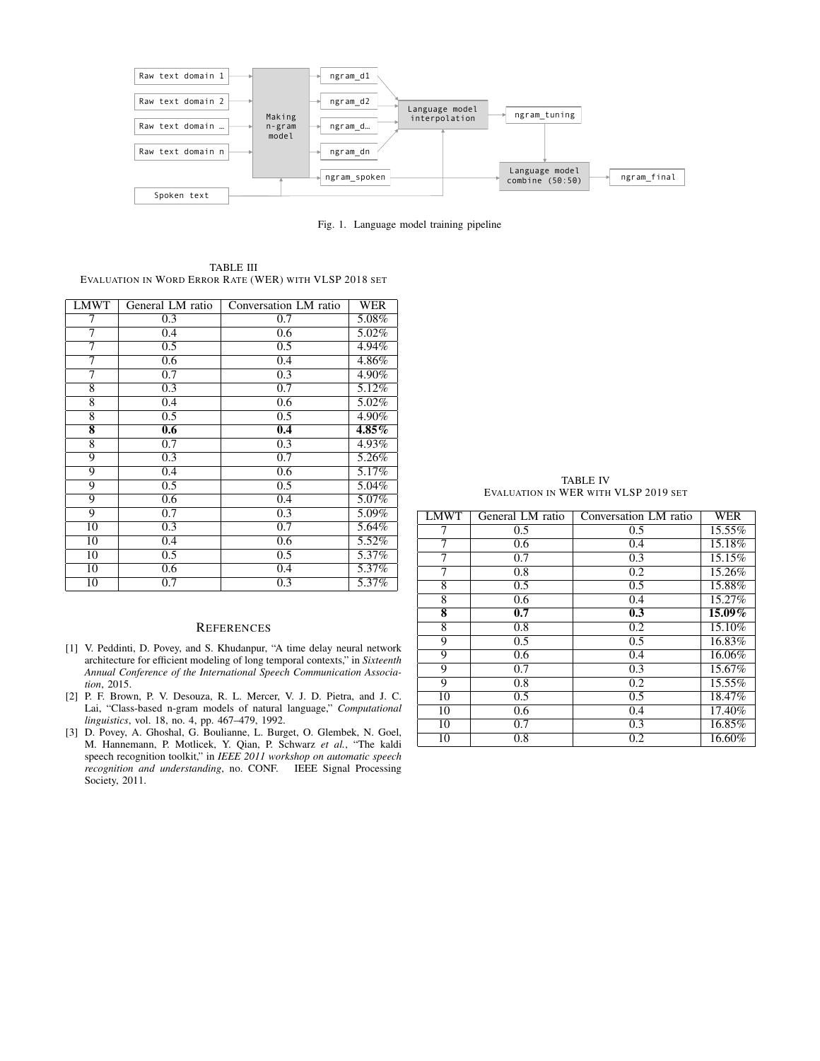Raw text domain 1

Raw text domain 2

Raw text domain …

Raw text domain n

Spoken text

Making n-gram model

ngram_d1

ngram_d2

ngram_d…

ngram_dn

ngram_spoken

Language model interpolation

ngram_tuning

Language model combine (50:50)

ngram_final

Fig. 1. Language model training pipeline

TABLE III
EVALUATION IN WORD ERROR RATE (WER) WITH VLSP 2018 SET

| LMWT | General LM ratio | Conversation LM ratio | WER |
|---|---|---|---|
| 7 | 0.3 | 0.7 | 5.08% |
| 7 | 0.4 | 0.6 | 5.02% |
| 7 | 0.5 | 0.5 | 4.94% |
| 7 | 0.6 | 0.4 | 4.86% |
| 7 | 0.7 | 0.3 | 4.90% |
| 8 | 0.3 | 0.7 | 5.12% |
| 8 | 0.4 | 0.6 | 5.02% |
| 8 | 0.5 | 0.5 | 4.90% |
| **8** | **0.6** | **0.4** | **4.85%** |
| 8 | 0.7 | 0.3 | 4.93% |
| 9 | 0.3 | 0.7 | 5.26% |
| 9 | 0.4 | 0.6 | 5.17% |
| 9 | 0.5 | 0.5 | 5.04% |
| 9 | 0.6 | 0.4 | 5.07% |
| 9 | 0.7 | 0.3 | 5.09% |
| 10 | 0.3 | 0.7 | 5.64% |
| 10 | 0.4 | 0.6 | 5.52% |
| 10 | 0.5 | 0.5 | 5.37% |
| 10 | 0.6 | 0.4 | 5.37% |
| 10 | 0.7 | 0.3 | 5.37% |

TABLE IV
EVALUATION IN WER WITH VLSP 2019 SET

| LMWT | General LM ratio | Conversation LM ratio | WER |
|---|---|---|---|
| 7 | 0.5 | 0.5 | 15.55% |
| 7 | 0.6 | 0.4 | 15.18% |
| 7 | 0.7 | 0.3 | 15.15% |
| 7 | 0.8 | 0.2 | 15.26% |
| 8 | 0.5 | 0.5 | 15.88% |
| 8 | 0.6 | 0.4 | 15.27% |
| **8** | **0.7** | **0.3** | **15.09%** |
| 8 | 0.8 | 0.2 | 15.10% |
| 9 | 0.5 | 0.5 | 16.83% |
| 9 | 0.6 | 0.4 | 16.06% |
| 9 | 0.7 | 0.3 | 15.67% |
| 9 | 0.8 | 0.2 | 15.55% |
| 10 | 0.5 | 0.5 | 18.47% |
| 10 | 0.6 | 0.4 | 17.40% |
| 10 | 0.7 | 0.3 | 16.85% |
| 10 | 0.8 | 0.2 | 16.60% |

## REFERENCES

[1] V. Peddinti, D. Povey, and S. Khudanpur, "A time delay neural network architecture for efficient modeling of long temporal contexts," in *Sixteenth Annual Conference of the International Speech Communication Association*, 2015.

[2] P. F. Brown, P. V. Desouza, R. L. Mercer, V. J. D. Pietra, and J. C. Lai, "Class-based n-gram models of natural language," *Computational linguistics*, vol. 18, no. 4, pp. 467–479, 1992.

[3] D. Povey, A. Ghoshal, G. Boulianne, L. Burget, O. Glembek, N. Goel, M. Hannemann, P. Motlicek, Y. Qian, P. Schwarz *et al.*, "The kaldi speech recognition toolkit," in *IEEE 2011 workshop on automatic speech recognition and understanding*, no. CONF. IEEE Signal Processing Society, 2011.